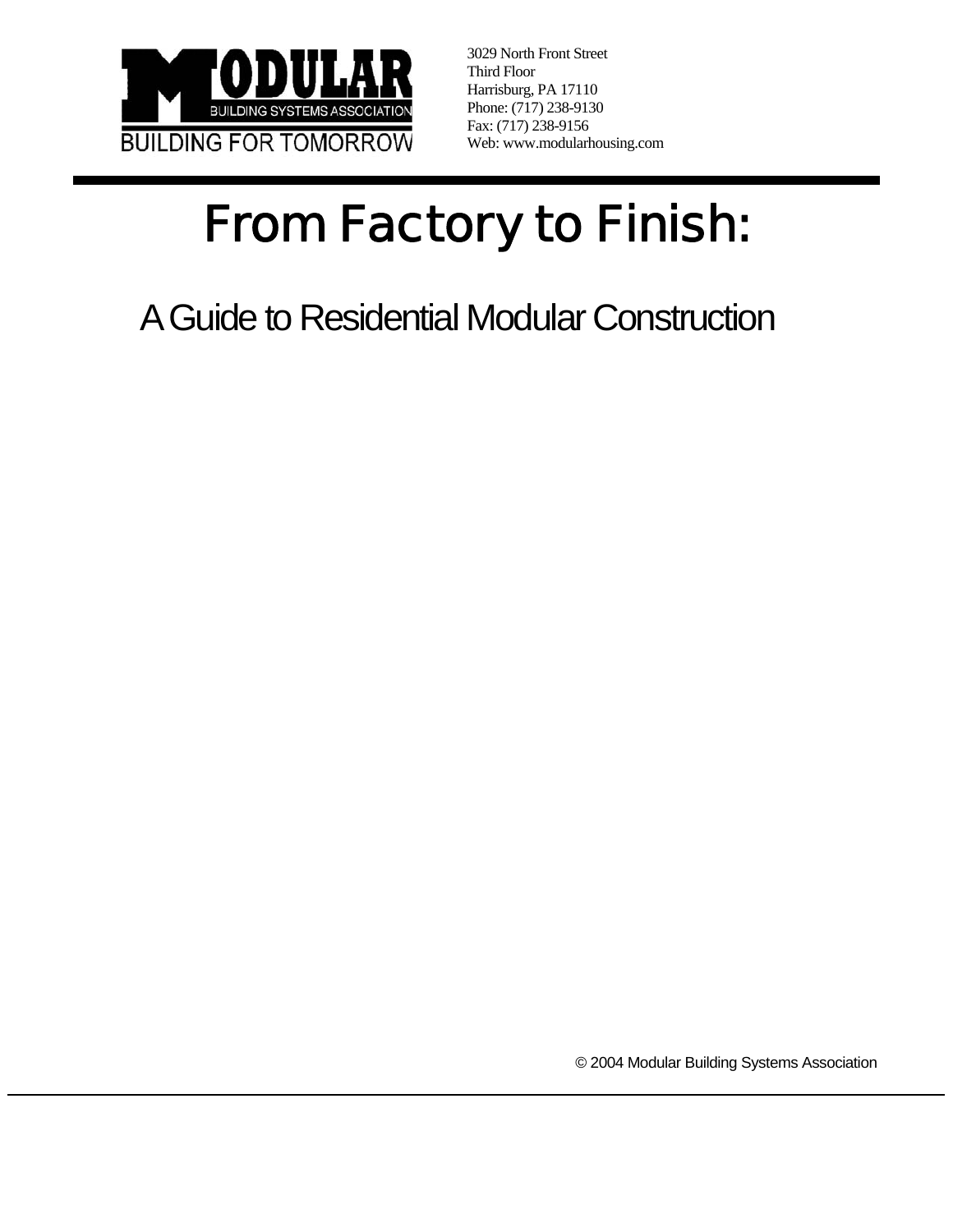MODULAR BUILDING SYSTEMS ASSOCIATION

BUILDING FOR TOMORROW

3029 North Front Street
Third Floor
Harrisburg, PA 17110
Phone: (717) 238-9130
Fax: (717) 238-9156
Web: www.modularhousing.com

# From Factory to Finish:

## A Guide to Residential Modular Construction

© 2004 Modular Building Systems Association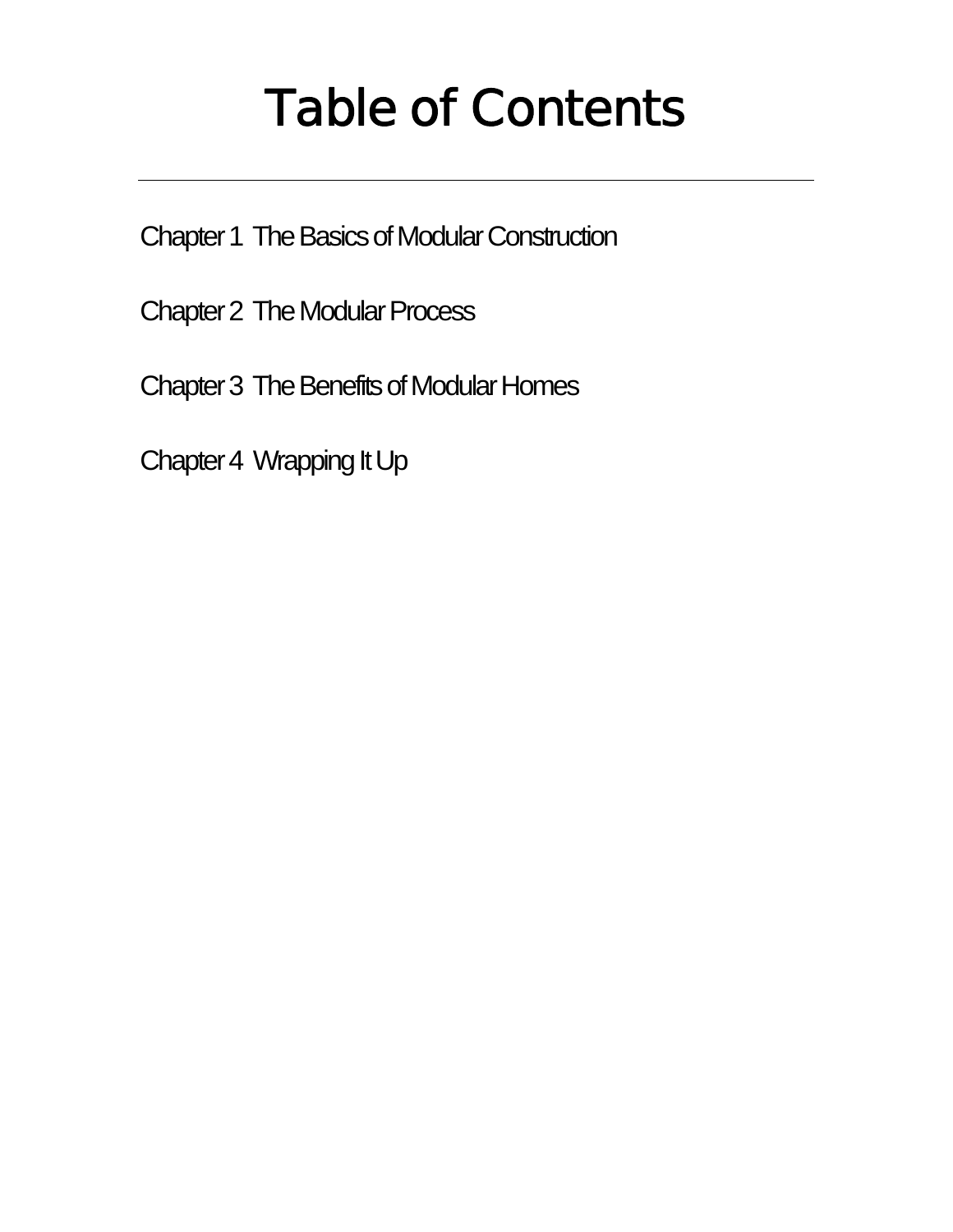# Table of Contents

---

Chapter 1 The Basics of Modular Construction

Chapter 2 The Modular Process

Chapter 3 The Benefits of Modular Homes

Chapter 4 Wrapping It Up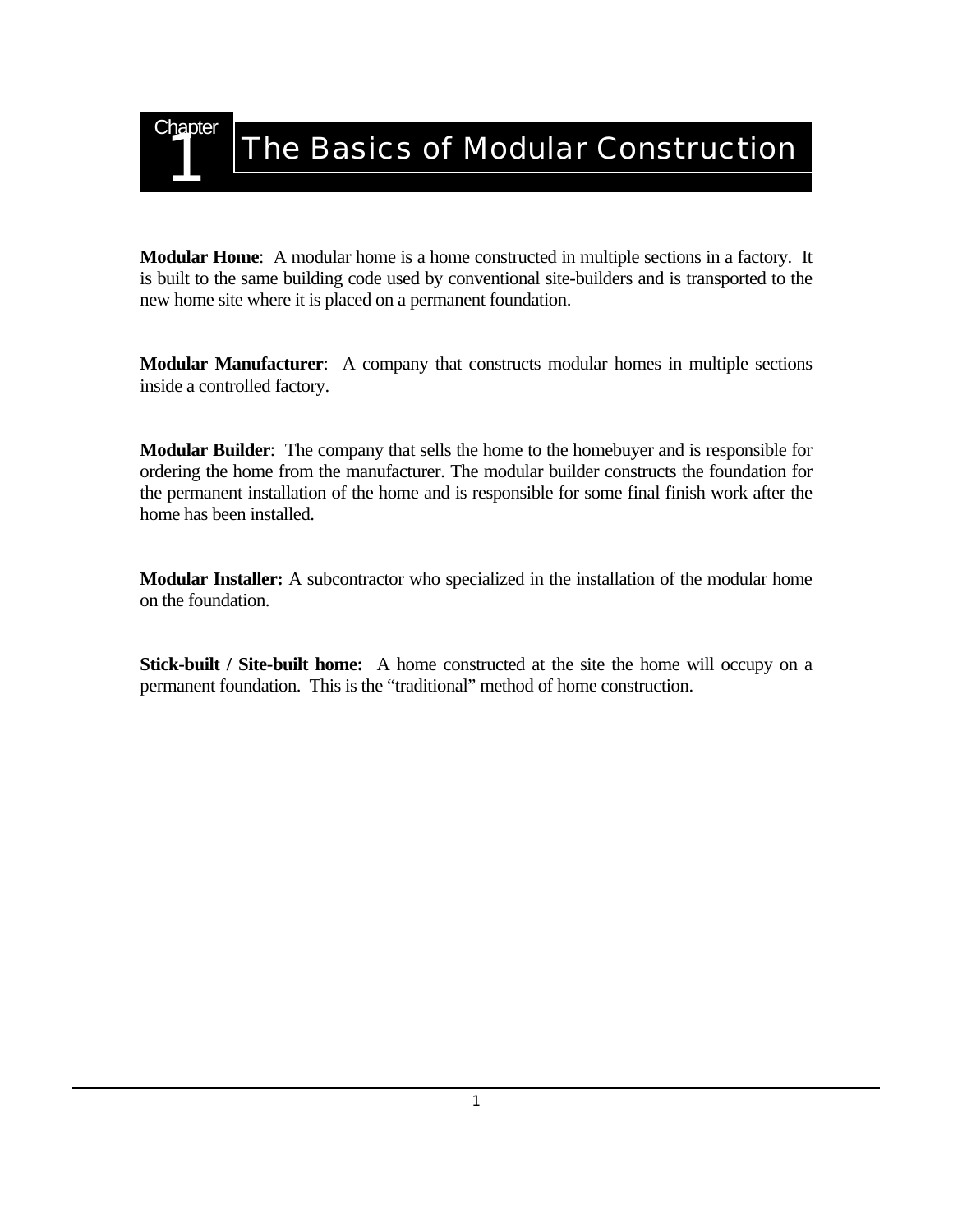# Chapter 1 The Basics of Modular Construction

**Modular Home**: A modular home is a home constructed in multiple sections in a factory. It is built to the same building code used by conventional site-builders and is transported to the new home site where it is placed on a permanent foundation.

**Modular Manufacturer**: A company that constructs modular homes in multiple sections inside a controlled factory.

**Modular Builder**: The company that sells the home to the homebuyer and is responsible for ordering the home from the manufacturer. The modular builder constructs the foundation for the permanent installation of the home and is responsible for some final finish work after the home has been installed.

**Modular Installer:** A subcontractor who specialized in the installation of the modular home on the foundation.

**Stick-built / Site-built home:** A home constructed at the site the home will occupy on a permanent foundation. This is the "traditional" method of home construction.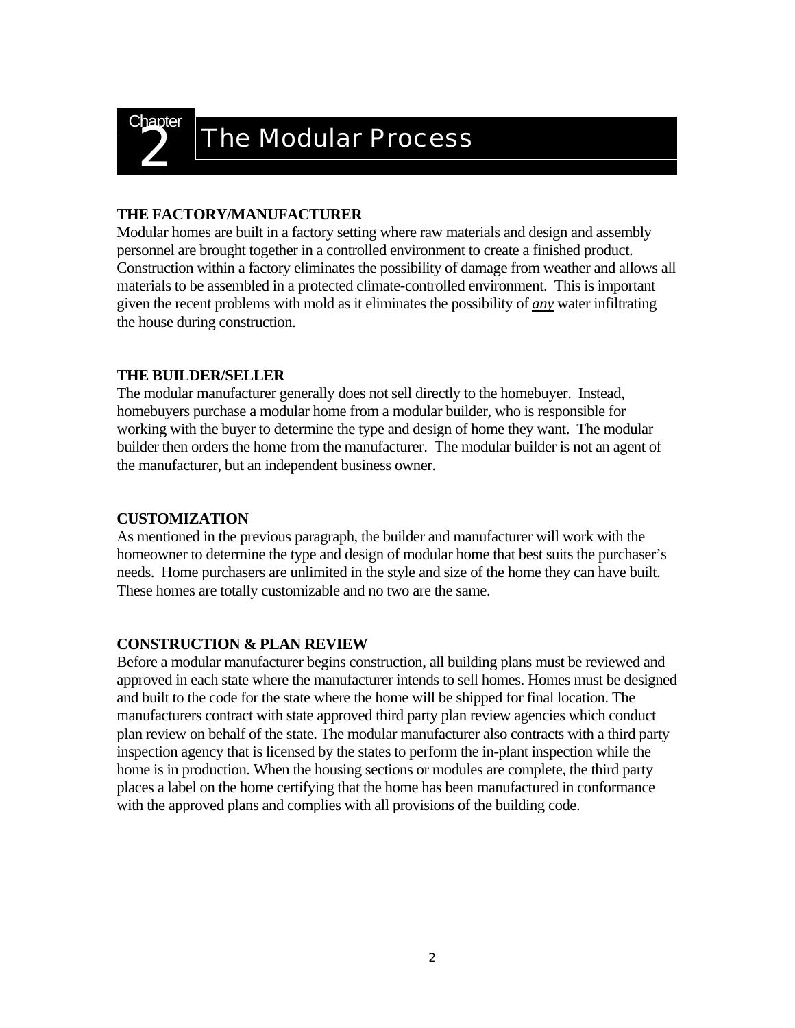# Chapter 2 The Modular Process

### THE FACTORY/MANUFACTURER

Modular homes are built in a factory setting where raw materials and design and assembly personnel are brought together in a controlled environment to create a finished product. Construction within a factory eliminates the possibility of damage from weather and allows all materials to be assembled in a protected climate-controlled environment. This is important given the recent problems with mold as it eliminates the possibility of ***any*** water infiltrating the house during construction.

### THE BUILDER/SELLER

The modular manufacturer generally does not sell directly to the homebuyer. Instead, homebuyers purchase a modular home from a modular builder, who is responsible for working with the buyer to determine the type and design of home they want. The modular builder then orders the home from the manufacturer. The modular builder is not an agent of the manufacturer, but an independent business owner.

### CUSTOMIZATION

As mentioned in the previous paragraph, the builder and manufacturer will work with the homeowner to determine the type and design of modular home that best suits the purchaser's needs. Home purchasers are unlimited in the style and size of the home they can have built. These homes are totally customizable and no two are the same.

### CONSTRUCTION & PLAN REVIEW

Before a modular manufacturer begins construction, all building plans must be reviewed and approved in each state where the manufacturer intends to sell homes. Homes must be designed and built to the code for the state where the home will be shipped for final location. The manufacturers contract with state approved third party plan review agencies which conduct plan review on behalf of the state. The modular manufacturer also contracts with a third party inspection agency that is licensed by the states to perform the in-plant inspection while the home is in production. When the housing sections or modules are complete, the third party places a label on the home certifying that the home has been manufactured in conformance with the approved plans and complies with all provisions of the building code.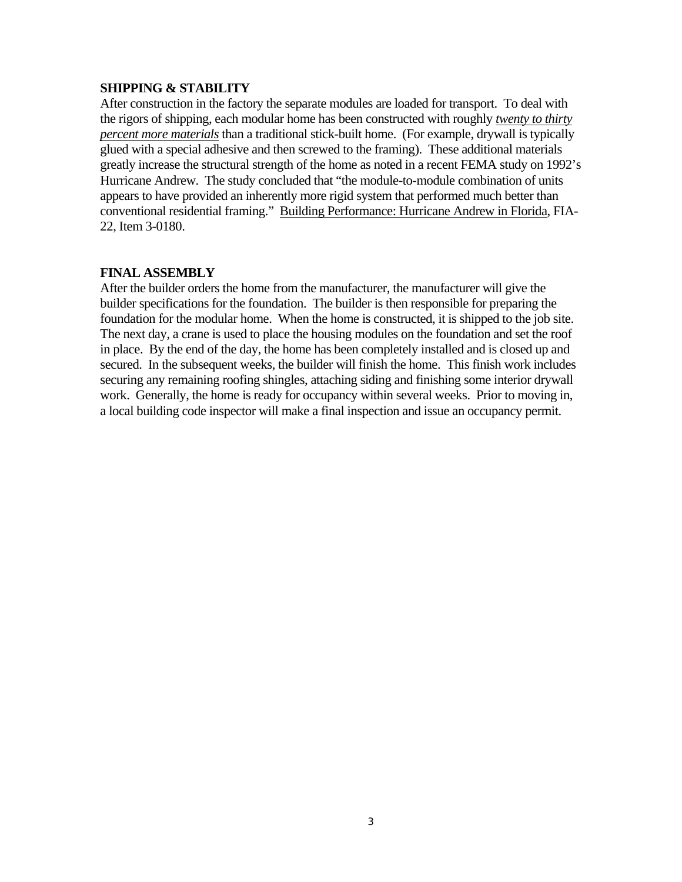**SHIPPING & STABILITY**

After construction in the factory the separate modules are loaded for transport. To deal with the rigors of shipping, each modular home has been constructed with roughly ***twenty to thirty percent more materials*** than a traditional stick-built home. (For example, drywall is typically glued with a special adhesive and then screwed to the framing). These additional materials greatly increase the structural strength of the home as noted in a recent FEMA study on 1992's Hurricane Andrew. The study concluded that "the module-to-module combination of units appears to have provided an inherently more rigid system that performed much better than conventional residential framing." Building Performance: Hurricane Andrew in Florida, FIA-22, Item 3-0180.

**FINAL ASSEMBLY**

After the builder orders the home from the manufacturer, the manufacturer will give the builder specifications for the foundation. The builder is then responsible for preparing the foundation for the modular home. When the home is constructed, it is shipped to the job site. The next day, a crane is used to place the housing modules on the foundation and set the roof in place. By the end of the day, the home has been completely installed and is closed up and secured. In the subsequent weeks, the builder will finish the home. This finish work includes securing any remaining roofing shingles, attaching siding and finishing some interior drywall work. Generally, the home is ready for occupancy within several weeks. Prior to moving in, a local building code inspector will make a final inspection and issue an occupancy permit.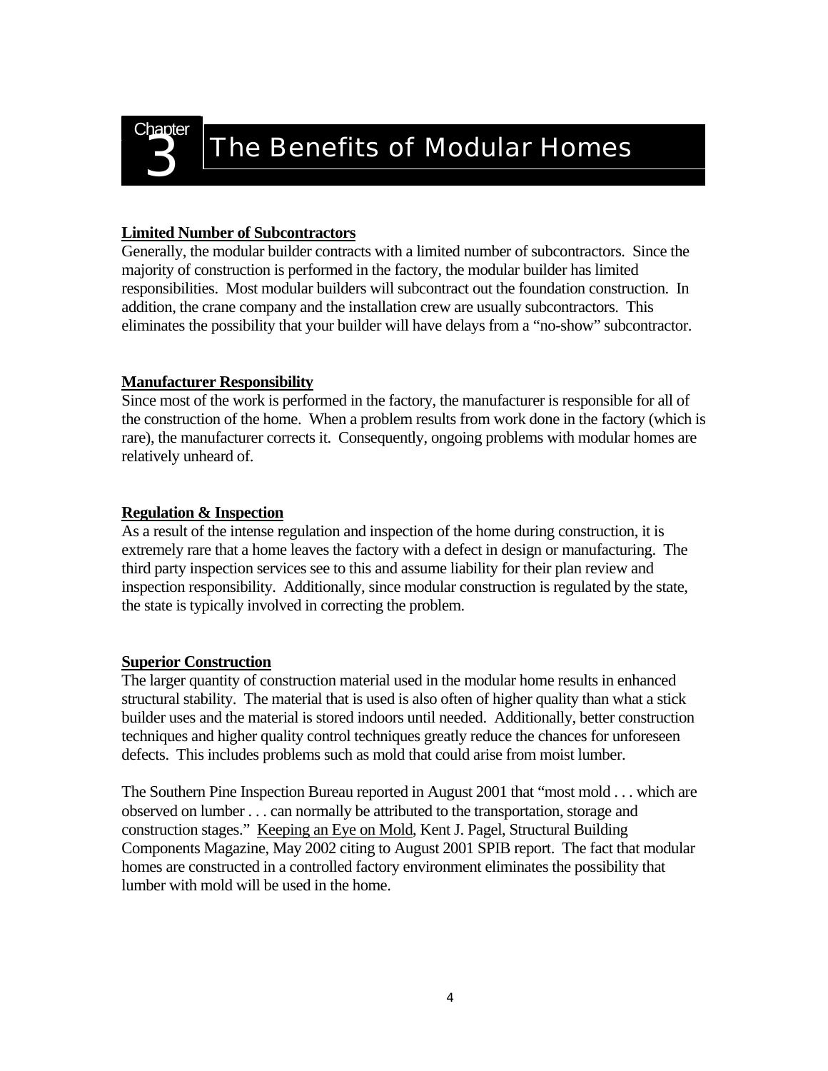# Chapter 3 The Benefits of Modular Homes

**Limited Number of Subcontractors**

Generally, the modular builder contracts with a limited number of subcontractors. Since the majority of construction is performed in the factory, the modular builder has limited responsibilities. Most modular builders will subcontract out the foundation construction. In addition, the crane company and the installation crew are usually subcontractors. This eliminates the possibility that your builder will have delays from a "no-show" subcontractor.

**Manufacturer Responsibility**

Since most of the work is performed in the factory, the manufacturer is responsible for all of the construction of the home. When a problem results from work done in the factory (which is rare), the manufacturer corrects it. Consequently, ongoing problems with modular homes are relatively unheard of.

**Regulation & Inspection**

As a result of the intense regulation and inspection of the home during construction, it is extremely rare that a home leaves the factory with a defect in design or manufacturing. The third party inspection services see to this and assume liability for their plan review and inspection responsibility. Additionally, since modular construction is regulated by the state, the state is typically involved in correcting the problem.

**Superior Construction**

The larger quantity of construction material used in the modular home results in enhanced structural stability. The material that is used is also often of higher quality than what a stick builder uses and the material is stored indoors until needed. Additionally, better construction techniques and higher quality control techniques greatly reduce the chances for unforeseen defects. This includes problems such as mold that could arise from moist lumber.

The Southern Pine Inspection Bureau reported in August 2001 that "most mold . . . which are observed on lumber . . . can normally be attributed to the transportation, storage and construction stages." Keeping an Eye on Mold, Kent J. Pagel, Structural Building Components Magazine, May 2002 citing to August 2001 SPIB report. The fact that modular homes are constructed in a controlled factory environment eliminates the possibility that lumber with mold will be used in the home.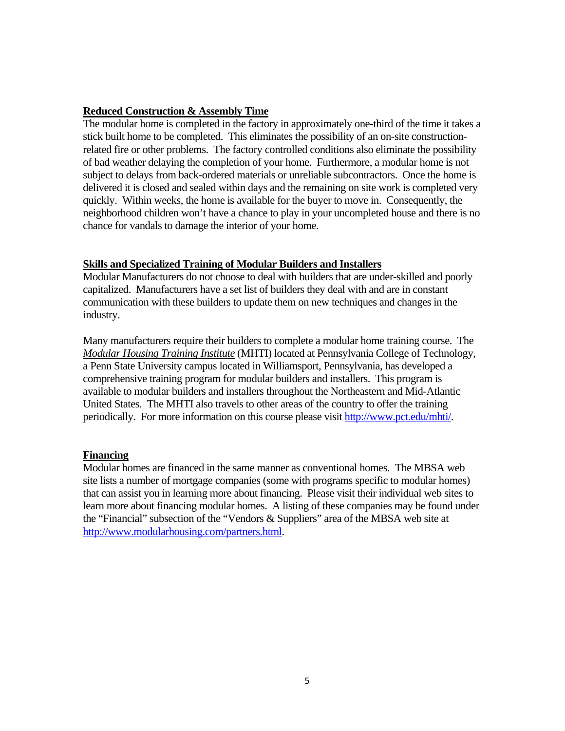**Reduced Construction & Assembly Time**

The modular home is completed in the factory in approximately one-third of the time it takes a stick built home to be completed. This eliminates the possibility of an on-site construction-related fire or other problems. The factory controlled conditions also eliminate the possibility of bad weather delaying the completion of your home. Furthermore, a modular home is not subject to delays from back-ordered materials or unreliable subcontractors. Once the home is delivered it is closed and sealed within days and the remaining on site work is completed very quickly. Within weeks, the home is available for the buyer to move in. Consequently, the neighborhood children won't have a chance to play in your uncompleted house and there is no chance for vandals to damage the interior of your home.

**Skills and Specialized Training of Modular Builders and Installers**

Modular Manufacturers do not choose to deal with builders that are under-skilled and poorly capitalized. Manufacturers have a set list of builders they deal with and are in constant communication with these builders to update them on new techniques and changes in the industry.

Many manufacturers require their builders to complete a modular home training course. The *Modular Housing Training Institute* (MHTI) located at Pennsylvania College of Technology, a Penn State University campus located in Williamsport, Pennsylvania, has developed a comprehensive training program for modular builders and installers. This program is available to modular builders and installers throughout the Northeastern and Mid-Atlantic United States. The MHTI also travels to other areas of the country to offer the training periodically. For more information on this course please visit http://www.pct.edu/mhti/.

**Financing**

Modular homes are financed in the same manner as conventional homes. The MBSA web site lists a number of mortgage companies (some with programs specific to modular homes) that can assist you in learning more about financing. Please visit their individual web sites to learn more about financing modular homes. A listing of these companies may be found under the "Financial" subsection of the "Vendors & Suppliers" area of the MBSA web site at http://www.modularhousing.com/partners.html.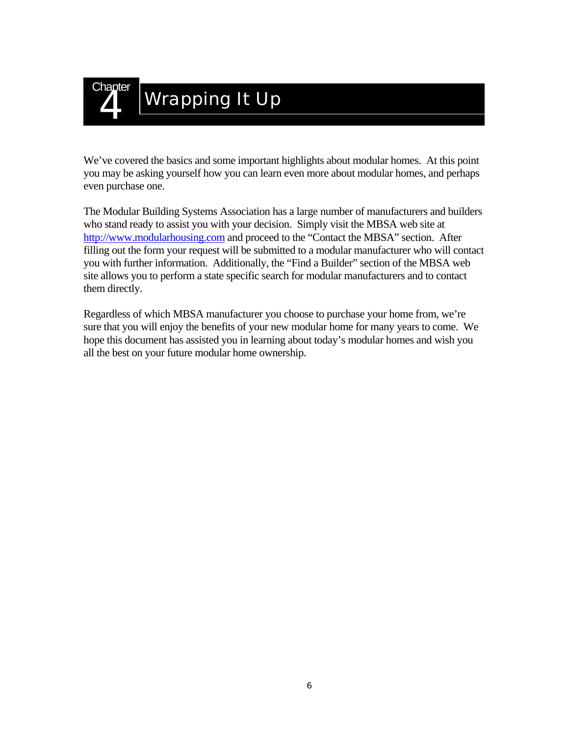# Chapter 4 Wrapping It Up

We've covered the basics and some important highlights about modular homes. At this point you may be asking yourself how you can learn even more about modular homes, and perhaps even purchase one.

The Modular Building Systems Association has a large number of manufacturers and builders who stand ready to assist you with your decision. Simply visit the MBSA web site at [http://www.modularhousing.com](http://www.modularhousing.com) and proceed to the "Contact the MBSA" section. After filling out the form your request will be submitted to a modular manufacturer who will contact you with further information. Additionally, the "Find a Builder" section of the MBSA web site allows you to perform a state specific search for modular manufacturers and to contact them directly.

Regardless of which MBSA manufacturer you choose to purchase your home from, we're sure that you will enjoy the benefits of your new modular home for many years to come. We hope this document has assisted you in learning about today's modular homes and wish you all the best on your future modular home ownership.